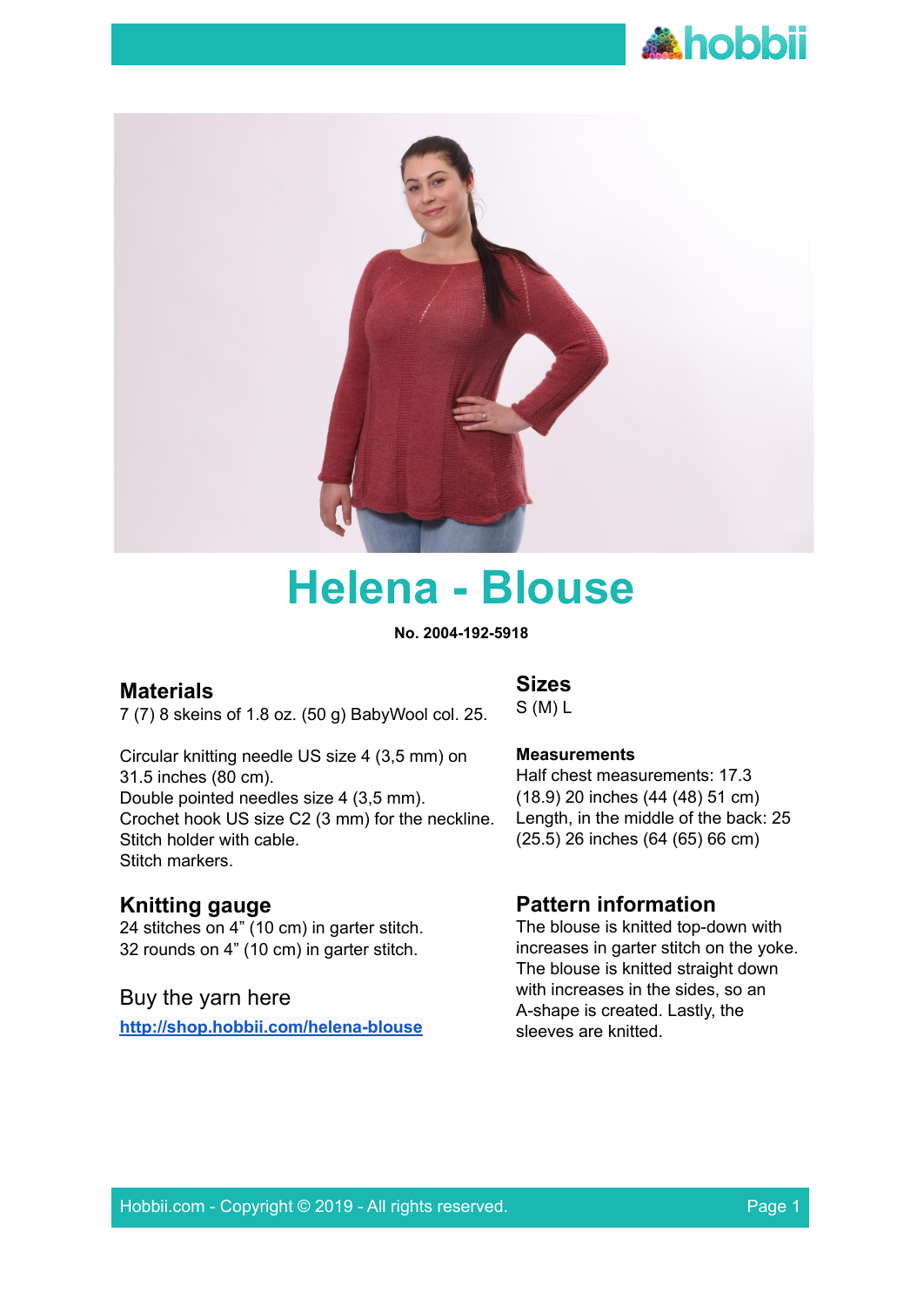# Helena - Blouse

**No. 2004-192-5918**

## Materials

7 (7) 8 skeins of 1.8 oz. (50 g) BabyWool col. 25.

Circular knitting needle US size 4 (3,5 mm) on 31.5 inches (80 cm).
Double pointed needles size 4 (3,5 mm).
Crochet hook US size C2 (3 mm) for the neckline.
Stitch holder with cable.
Stitch markers.

## Knitting gauge

24 stitches on 4" (10 cm) in garter stitch.
32 rounds on 4" (10 cm) in garter stitch.

## Buy the yarn here

[http://shop.hobbii.com/helena-blouse](http://shop.hobbii.com/helena-blouse)

## Sizes

S (M) L

### Measurements

Half chest measurements: 17.3 (18.9) 20 inches (44 (48) 51 cm)
Length, in the middle of the back: 25 (25.5) 26 inches (64 (65) 66 cm)

## Pattern information

The blouse is knitted top-down with increases in garter stitch on the yoke. The blouse is knitted straight down with increases in the sides, so an A-shape is created. Lastly, the sleeves are knitted.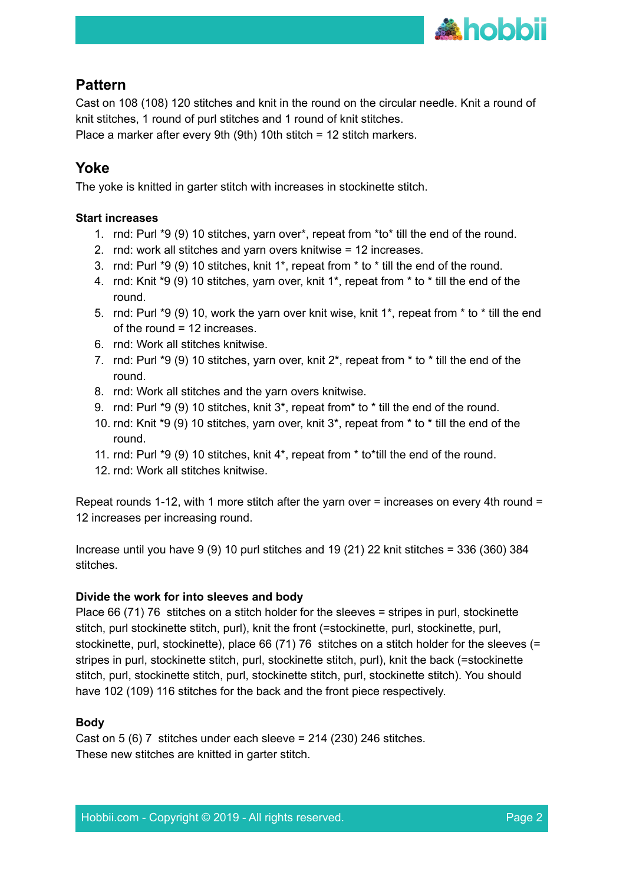## Pattern

Cast on 108 (108) 120 stitches and knit in the round on the circular needle. Knit a round of knit stitches, 1 round of purl stitches and 1 round of knit stitches.
Place a marker after every 9th (9th) 10th stitch = 12 stitch markers.

## Yoke

The yoke is knitted in garter stitch with increases in stockinette stitch.

**Start increases**

1. rnd: Purl *9 (9) 10 stitches, yarn over*, repeat from *to* till the end of the round.
2. rnd: work all stitches and yarn overs knitwise = 12 increases.
3. rnd: Purl *9 (9) 10 stitches, knit 1*, repeat from * to * till the end of the round.
4. rnd: Knit *9 (9) 10 stitches, yarn over, knit 1*, repeat from * to * till the end of the round.
5. rnd: Purl *9 (9) 10, work the yarn over knit wise, knit 1*, repeat from * to * till the end of the round = 12 increases.
6. rnd: Work all stitches knitwise.
7. rnd: Purl *9 (9) 10 stitches, yarn over, knit 2*, repeat from * to * till the end of the round.
8. rnd: Work all stitches and the yarn overs knitwise.
9. rnd: Purl *9 (9) 10 stitches, knit 3*, repeat from* to * till the end of the round.
10. rnd: Knit *9 (9) 10 stitches, yarn over, knit 3*, repeat from * to * till the end of the round.
11. rnd: Purl *9 (9) 10 stitches, knit 4*, repeat from * to*till the end of the round.
12. rnd: Work all stitches knitwise.

Repeat rounds 1-12, with 1 more stitch after the yarn over = increases on every 4th round = 12 increases per increasing round.

Increase until you have 9 (9) 10 purl stitches and 19 (21) 22 knit stitches = 336 (360) 384 stitches.

**Divide the work for into sleeves and body**

Place 66 (71) 76 stitches on a stitch holder for the sleeves = stripes in purl, stockinette stitch, purl stockinette stitch, purl), knit the front (=stockinette, purl, stockinette, purl, stockinette, purl, stockinette), place 66 (71) 76 stitches on a stitch holder for the sleeves (= stripes in purl, stockinette stitch, purl, stockinette stitch, purl), knit the back (=stockinette stitch, purl, stockinette stitch, purl, stockinette stitch, purl, stockinette stitch). You should have 102 (109) 116 stitches for the back and the front piece respectively.

**Body**

Cast on 5 (6) 7 stitches under each sleeve = 214 (230) 246 stitches.
These new stitches are knitted in garter stitch.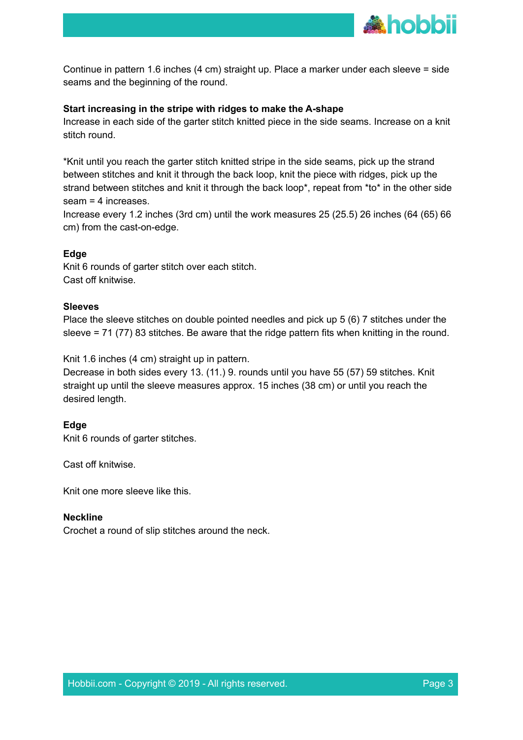Continue in pattern 1.6 inches (4 cm) straight up. Place a marker under each sleeve = side seams and the beginning of the round.

**Start increasing in the stripe with ridges to make the A-shape**
Increase in each side of the garter stitch knitted piece in the side seams. Increase on a knit stitch round.

*Knit until you reach the garter stitch knitted stripe in the side seams, pick up the strand between stitches and knit it through the back loop, knit the piece with ridges, pick up the strand between stitches and knit it through the back loop*, repeat from *to* in the other side seam = 4 increases.
Increase every 1.2 inches (3rd cm) until the work measures 25 (25.5) 26 inches (64 (65) 66 cm) from the cast-on-edge.

**Edge**
Knit 6 rounds of garter stitch over each stitch.
Cast off knitwise.

**Sleeves**
Place the sleeve stitches on double pointed needles and pick up 5 (6) 7 stitches under the sleeve = 71 (77) 83 stitches. Be aware that the ridge pattern fits when knitting in the round.

Knit 1.6 inches (4 cm) straight up in pattern.
Decrease in both sides every 13. (11.) 9. rounds until you have 55 (57) 59 stitches. Knit straight up until the sleeve measures approx. 15 inches (38 cm) or until you reach the desired length.

**Edge**
Knit 6 rounds of garter stitches.

Cast off knitwise.

Knit one more sleeve like this.

**Neckline**
Crochet a round of slip stitches around the neck.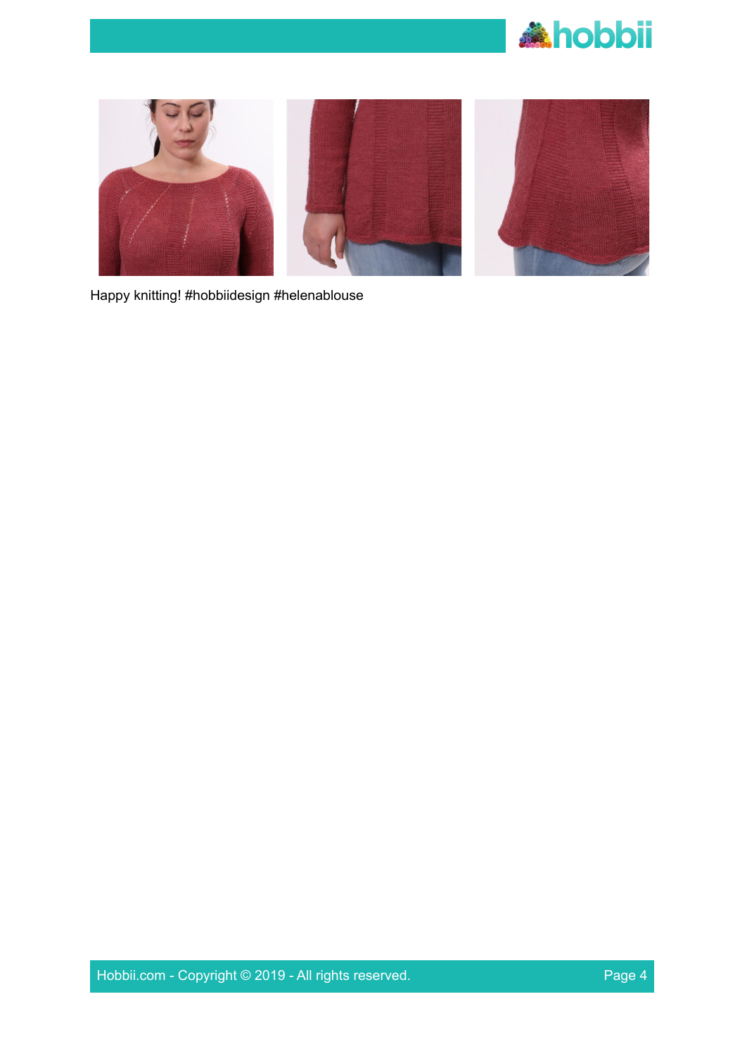Happy knitting! #hobbiidesign #helenablouse